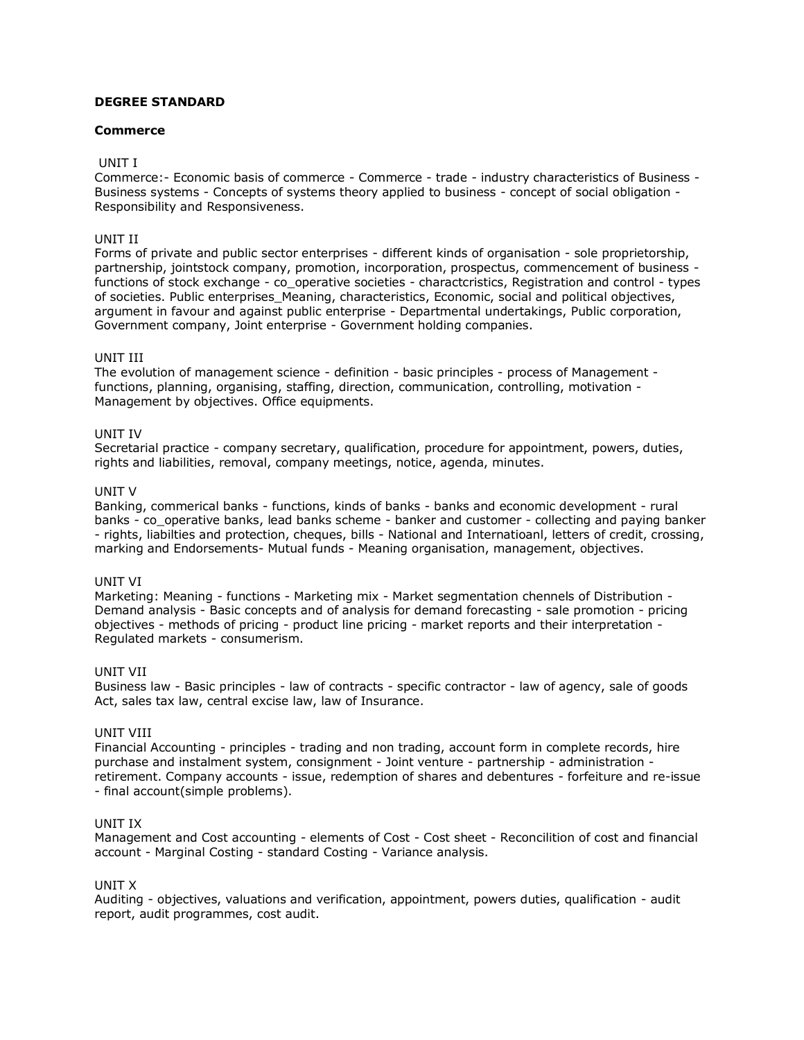**DEGREE STANDARD**

**Commerce**

UNIT I

Commerce:- Economic basis of commerce - Commerce - trade - industry characteristics of Business - Business systems - Concepts of systems theory applied to business - concept of social obligation - Responsibility and Responsiveness.

UNIT II

Forms of private and public sector enterprises - different kinds of organisation - sole proprietorship, partnership, jointstock company, promotion, incorporation, prospectus, commencement of business - functions of stock exchange - co_operative societies - charactcristics, Registration and control - types of societies. Public enterprises_Meaning, characteristics, Economic, social and political objectives, argument in favour and against public enterprise - Departmental undertakings, Public corporation, Government company, Joint enterprise - Government holding companies.

UNIT III

The evolution of management science - definition - basic principles - process of Management - functions, planning, organising, staffing, direction, communication, controlling, motivation - Management by objectives. Office equipments.

UNIT IV

Secretarial practice - company secretary, qualification, procedure for appointment, powers, duties, rights and liabilities, removal, company meetings, notice, agenda, minutes.

UNIT V

Banking, commerical banks - functions, kinds of banks - banks and economic development - rural banks - co_operative banks, lead banks scheme - banker and customer - collecting and paying banker - rights, liabilties and protection, cheques, bills - National and Internatioanl, letters of credit, crossing, marking and Endorsements- Mutual funds - Meaning organisation, management, objectives.

UNIT VI

Marketing: Meaning - functions - Marketing mix - Market segmentation chennels of Distribution - Demand analysis - Basic concepts and of analysis for demand forecasting - sale promotion - pricing objectives - methods of pricing - product line pricing - market reports and their interpretation - Regulated markets - consumerism.

UNIT VII

Business law - Basic principles - law of contracts - specific contractor - law of agency, sale of goods Act, sales tax law, central excise law, law of Insurance.

UNIT VIII

Financial Accounting - principles - trading and non trading, account form in complete records, hire purchase and instalment system, consignment - Joint venture - partnership - administration - retirement. Company accounts - issue, redemption of shares and debentures - forfeiture and re-issue - final account(simple problems).

UNIT IX

Management and Cost accounting - elements of Cost - Cost sheet - Reconcilition of cost and financial account - Marginal Costing - standard Costing - Variance analysis.

UNIT X

Auditing - objectives, valuations and verification, appointment, powers duties, qualification - audit report, audit programmes, cost audit.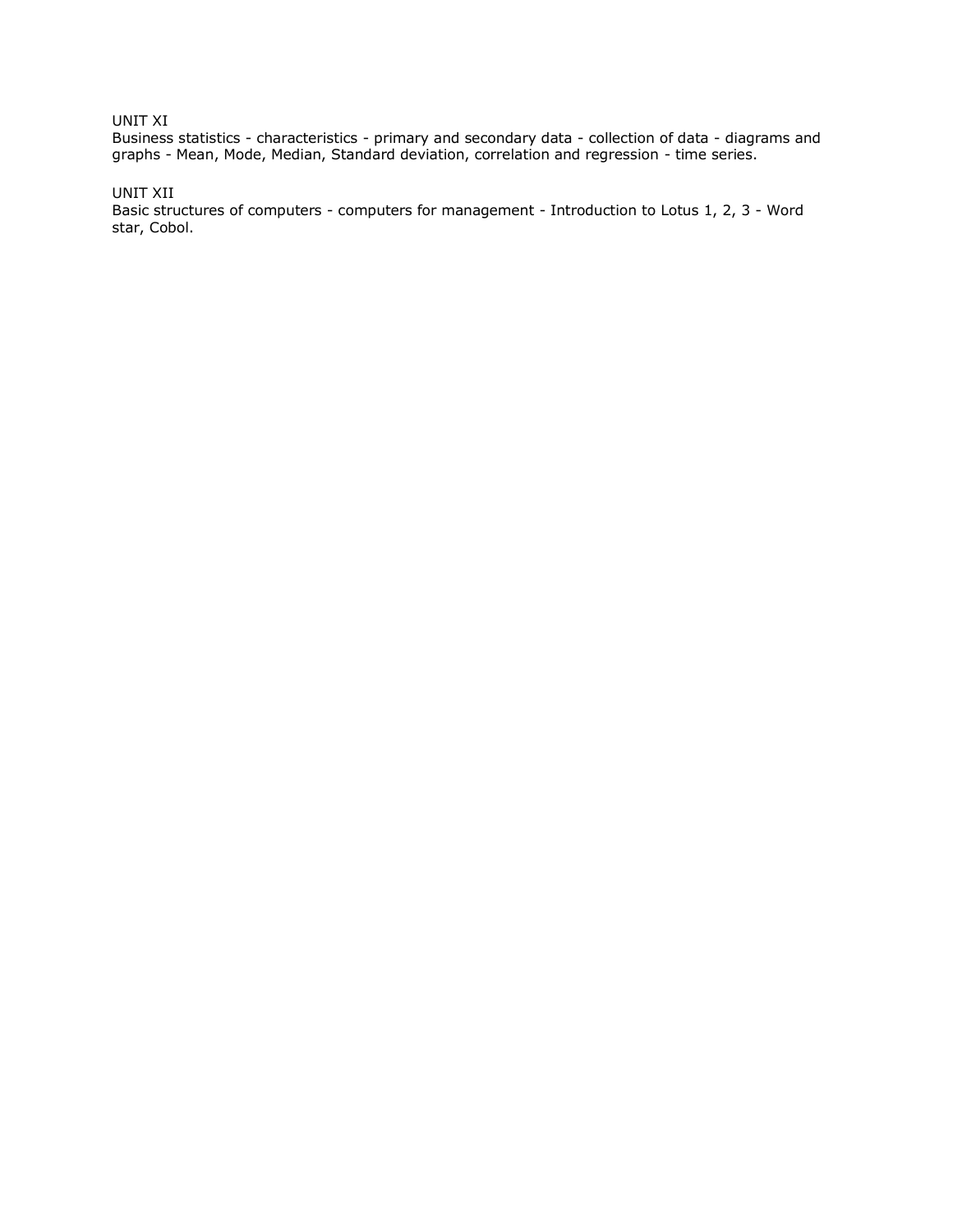UNIT XI

Business statistics - characteristics - primary and secondary data - collection of data - diagrams and graphs - Mean, Mode, Median, Standard deviation, correlation and regression - time series.

UNIT XII

Basic structures of computers - computers for management - Introduction to Lotus 1, 2, 3 - Word star, Cobol.